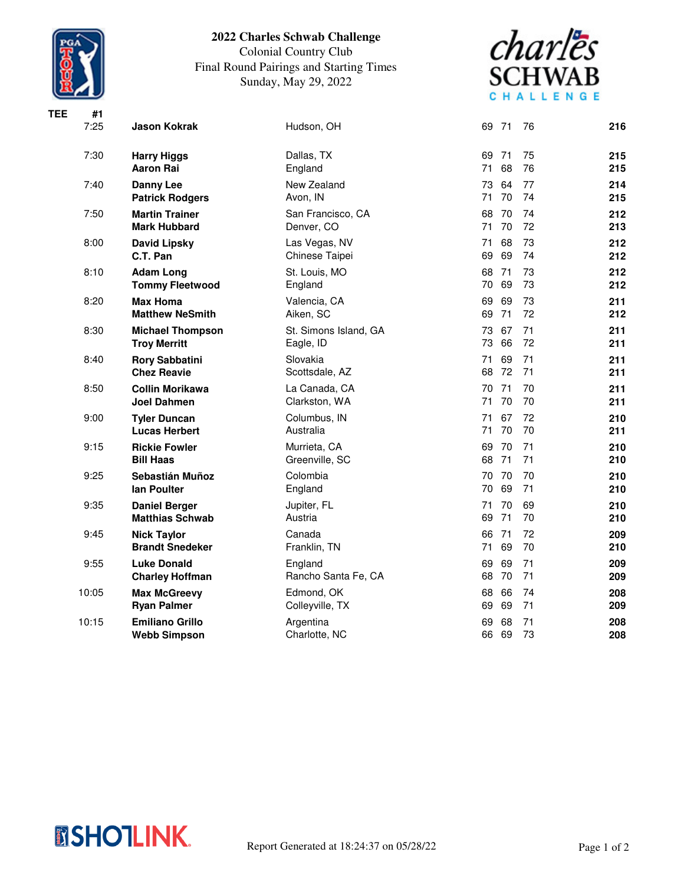# 2022 Charles Schwab Challenge

Colonial Country Club

Final Round Pairings and Starting Times

Sunday, May 29, 2022

| TEE #1 | Player | Hometown | R1 | R2 | R3 | Total |
|---|---|---|---|---|---|---|
| 7:25 | **Jason Kokrak** | Hudson, OH | 69 | 71 | 76 | **216** |
| 7:30 | **Harry Higgs** | Dallas, TX | 69 | 71 | 75 | **215** |
| | **Aaron Rai** | England | 71 | 68 | 76 | **215** |
| 7:40 | **Danny Lee** | New Zealand | 73 | 64 | 77 | **214** |
| | **Patrick Rodgers** | Avon, IN | 71 | 70 | 74 | **215** |
| 7:50 | **Martin Trainer** | San Francisco, CA | 68 | 70 | 74 | **212** |
| | **Mark Hubbard** | Denver, CO | 71 | 70 | 72 | **213** |
| 8:00 | **David Lipsky** | Las Vegas, NV | 71 | 68 | 73 | **212** |
| | **C.T. Pan** | Chinese Taipei | 69 | 69 | 74 | **212** |
| 8:10 | **Adam Long** | St. Louis, MO | 68 | 71 | 73 | **212** |
| | **Tommy Fleetwood** | England | 70 | 69 | 73 | **212** |
| 8:20 | **Max Homa** | Valencia, CA | 69 | 69 | 73 | **211** |
| | **Matthew NeSmith** | Aiken, SC | 69 | 71 | 72 | **212** |
| 8:30 | **Michael Thompson** | St. Simons Island, GA | 73 | 67 | 71 | **211** |
| | **Troy Merritt** | Eagle, ID | 73 | 66 | 72 | **211** |
| 8:40 | **Rory Sabbatini** | Slovakia | 71 | 69 | 71 | **211** |
| | **Chez Reavie** | Scottsdale, AZ | 68 | 72 | 71 | **211** |
| 8:50 | **Collin Morikawa** | La Canada, CA | 70 | 71 | 70 | **211** |
| | **Joel Dahmen** | Clarkston, WA | 71 | 70 | 70 | **211** |
| 9:00 | **Tyler Duncan** | Columbus, IN | 71 | 67 | 72 | **210** |
| | **Lucas Herbert** | Australia | 71 | 70 | 70 | **211** |
| 9:15 | **Rickie Fowler** | Murrieta, CA | 69 | 70 | 71 | **210** |
| | **Bill Haas** | Greenville, SC | 68 | 71 | 71 | **210** |
| 9:25 | **Sebastián Muñoz** | Colombia | 70 | 70 | 70 | **210** |
| | **Ian Poulter** | England | 70 | 69 | 71 | **210** |
| 9:35 | **Daniel Berger** | Jupiter, FL | 71 | 70 | 69 | **210** |
| | **Matthias Schwab** | Austria | 69 | 71 | 70 | **210** |
| 9:45 | **Nick Taylor** | Canada | 66 | 71 | 72 | **209** |
| | **Brandt Snedeker** | Franklin, TN | 71 | 69 | 70 | **210** |
| 9:55 | **Luke Donald** | England | 69 | 69 | 71 | **209** |
| | **Charley Hoffman** | Rancho Santa Fe, CA | 68 | 70 | 71 | **209** |
| 10:05 | **Max McGreevy** | Edmond, OK | 68 | 66 | 74 | **208** |
| | **Ryan Palmer** | Colleyville, TX | 69 | 69 | 71 | **209** |
| 10:15 | **Emiliano Grillo** | Argentina | 69 | 68 | 71 | **208** |
| | **Webb Simpson** | Charlotte, NC | 66 | 69 | 73 | **208** |

Report Generated at 18:24:37 on 05/28/22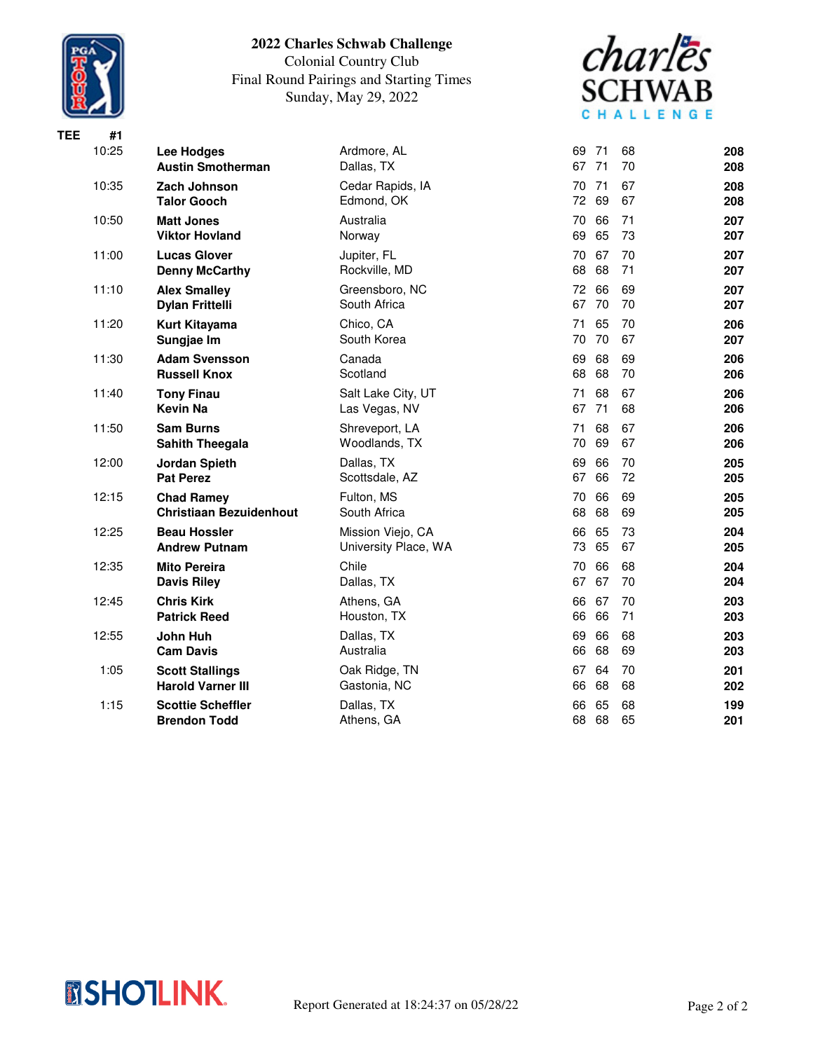**2022 Charles Schwab Challenge**
Colonial Country Club
Final Round Pairings and Starting Times
Sunday, May 29, 2022

| TEE | #1 | Player | Hometown | R1 | R2 | R3 | Total |
|---|---|---|---|---|---|---|---|
| | 10:25 | **Lee Hodges** | Ardmore, AL | 69 | 71 | 68 | **208** |
| | | **Austin Smotherman** | Dallas, TX | 67 | 71 | 70 | **208** |
| | 10:35 | **Zach Johnson** | Cedar Rapids, IA | 70 | 71 | 67 | **208** |
| | | **Talor Gooch** | Edmond, OK | 72 | 69 | 67 | **208** |
| | 10:50 | **Matt Jones** | Australia | 70 | 66 | 71 | **207** |
| | | **Viktor Hovland** | Norway | 69 | 65 | 73 | **207** |
| | 11:00 | **Lucas Glover** | Jupiter, FL | 70 | 67 | 70 | **207** |
| | | **Denny McCarthy** | Rockville, MD | 68 | 68 | 71 | **207** |
| | 11:10 | **Alex Smalley** | Greensboro, NC | 72 | 66 | 69 | **207** |
| | | **Dylan Frittelli** | South Africa | 67 | 70 | 70 | **207** |
| | 11:20 | **Kurt Kitayama** | Chico, CA | 71 | 65 | 70 | **206** |
| | | **Sungjae Im** | South Korea | 70 | 70 | 67 | **207** |
| | 11:30 | **Adam Svensson** | Canada | 69 | 68 | 69 | **206** |
| | | **Russell Knox** | Scotland | 68 | 68 | 70 | **206** |
| | 11:40 | **Tony Finau** | Salt Lake City, UT | 71 | 68 | 67 | **206** |
| | | **Kevin Na** | Las Vegas, NV | 67 | 71 | 68 | **206** |
| | 11:50 | **Sam Burns** | Shreveport, LA | 71 | 68 | 67 | **206** |
| | | **Sahith Theegala** | Woodlands, TX | 70 | 69 | 67 | **206** |
| | 12:00 | **Jordan Spieth** | Dallas, TX | 69 | 66 | 70 | **205** |
| | | **Pat Perez** | Scottsdale, AZ | 67 | 66 | 72 | **205** |
| | 12:15 | **Chad Ramey** | Fulton, MS | 70 | 66 | 69 | **205** |
| | | **Christiaan Bezuidenhout** | South Africa | 68 | 68 | 69 | **205** |
| | 12:25 | **Beau Hossler** | Mission Viejo, CA | 66 | 65 | 73 | **204** |
| | | **Andrew Putnam** | University Place, WA | 73 | 65 | 67 | **205** |
| | 12:35 | **Mito Pereira** | Chile | 70 | 66 | 68 | **204** |
| | | **Davis Riley** | Dallas, TX | 67 | 67 | 70 | **204** |
| | 12:45 | **Chris Kirk** | Athens, GA | 66 | 67 | 70 | **203** |
| | | **Patrick Reed** | Houston, TX | 66 | 66 | 71 | **203** |
| | 12:55 | **John Huh** | Dallas, TX | 69 | 66 | 68 | **203** |
| | | **Cam Davis** | Australia | 66 | 68 | 69 | **203** |
| | 1:05 | **Scott Stallings** | Oak Ridge, TN | 67 | 64 | 70 | **201** |
| | | **Harold Varner III** | Gastonia, NC | 66 | 68 | 68 | **202** |
| | 1:15 | **Scottie Scheffler** | Dallas, TX | 66 | 65 | 68 | **199** |
| | | **Brendon Todd** | Athens, GA | 68 | 68 | 65 | **201** |

Report Generated at 18:24:37 on 05/28/22